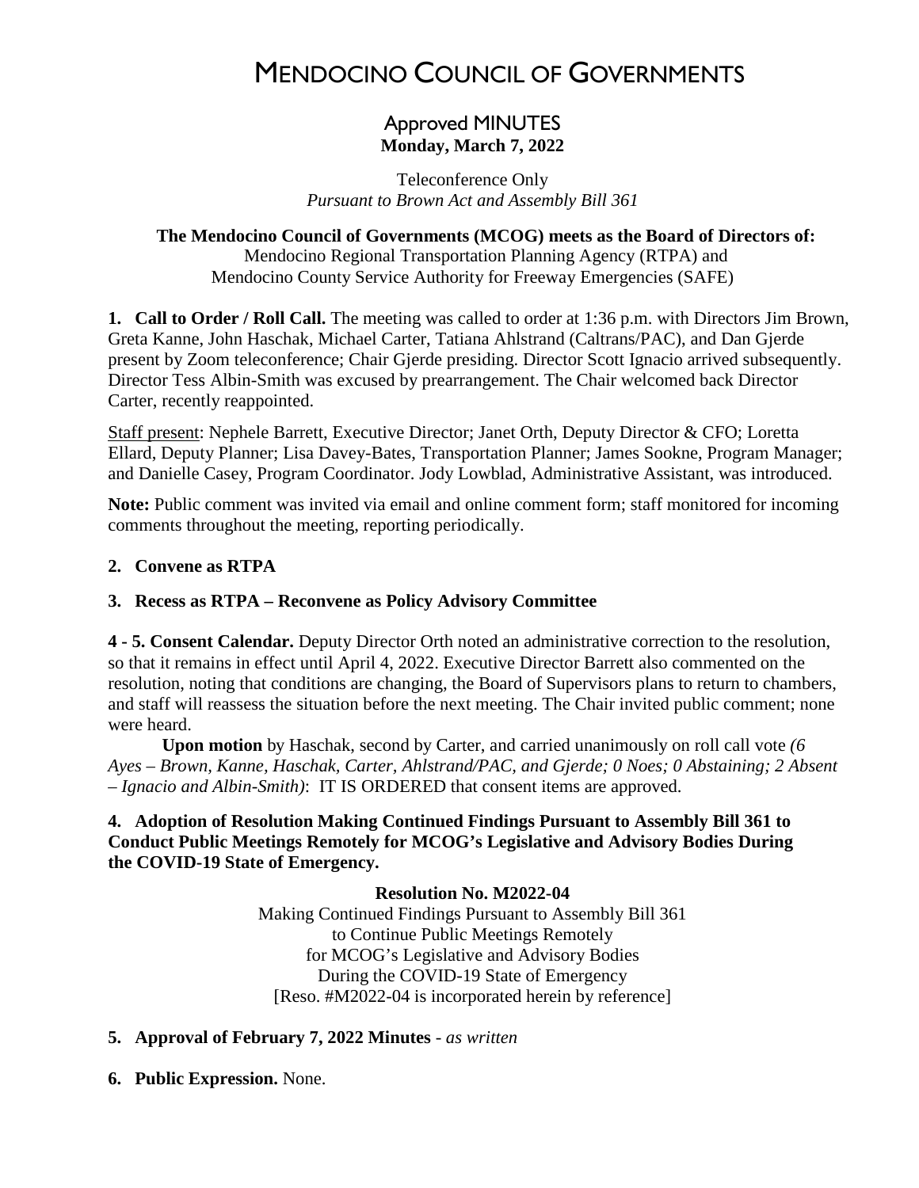# MENDOCINO COUNCIL OF GOVERNMENTS

## Approved MINUTES
**Monday, March 7, 2022**

Teleconference Only
*Pursuant to Brown Act and Assembly Bill 361*

**The Mendocino Council of Governments (MCOG) meets as the Board of Directors of:**
Mendocino Regional Transportation Planning Agency (RTPA) and
Mendocino County Service Authority for Freeway Emergencies (SAFE)

**1. Call to Order / Roll Call.** The meeting was called to order at 1:36 p.m. with Directors Jim Brown, Greta Kanne, John Haschak, Michael Carter, Tatiana Ahlstrand (Caltrans/PAC), and Dan Gjerde present by Zoom teleconference; Chair Gjerde presiding. Director Scott Ignacio arrived subsequently. Director Tess Albin-Smith was excused by prearrangement. The Chair welcomed back Director Carter, recently reappointed.

Staff present: Nephele Barrett, Executive Director; Janet Orth, Deputy Director & CFO; Loretta Ellard, Deputy Planner; Lisa Davey-Bates, Transportation Planner; James Sookne, Program Manager; and Danielle Casey, Program Coordinator. Jody Lowblad, Administrative Assistant, was introduced.

**Note:** Public comment was invited via email and online comment form; staff monitored for incoming comments throughout the meeting, reporting periodically.

**2. Convene as RTPA**

**3. Recess as RTPA – Reconvene as Policy Advisory Committee**

**4 - 5. Consent Calendar.** Deputy Director Orth noted an administrative correction to the resolution, so that it remains in effect until April 4, 2022. Executive Director Barrett also commented on the resolution, noting that conditions are changing, the Board of Supervisors plans to return to chambers, and staff will reassess the situation before the next meeting. The Chair invited public comment; none were heard.

**Upon motion** by Haschak, second by Carter, and carried unanimously on roll call vote *(6 Ayes – Brown, Kanne, Haschak, Carter, Ahlstrand/PAC, and Gjerde; 0 Noes; 0 Abstaining; 2 Absent – Ignacio and Albin-Smith)*: IT IS ORDERED that consent items are approved.

**4. Adoption of Resolution Making Continued Findings Pursuant to Assembly Bill 361 to Conduct Public Meetings Remotely for MCOG's Legislative and Advisory Bodies During the COVID-19 State of Emergency.**

**Resolution No. M2022-04**
Making Continued Findings Pursuant to Assembly Bill 361
to Continue Public Meetings Remotely
for MCOG's Legislative and Advisory Bodies
During the COVID-19 State of Emergency
[Reso. #M2022-04 is incorporated herein by reference]

**5. Approval of February 7, 2022 Minutes** - *as written*

**6. Public Expression.** None.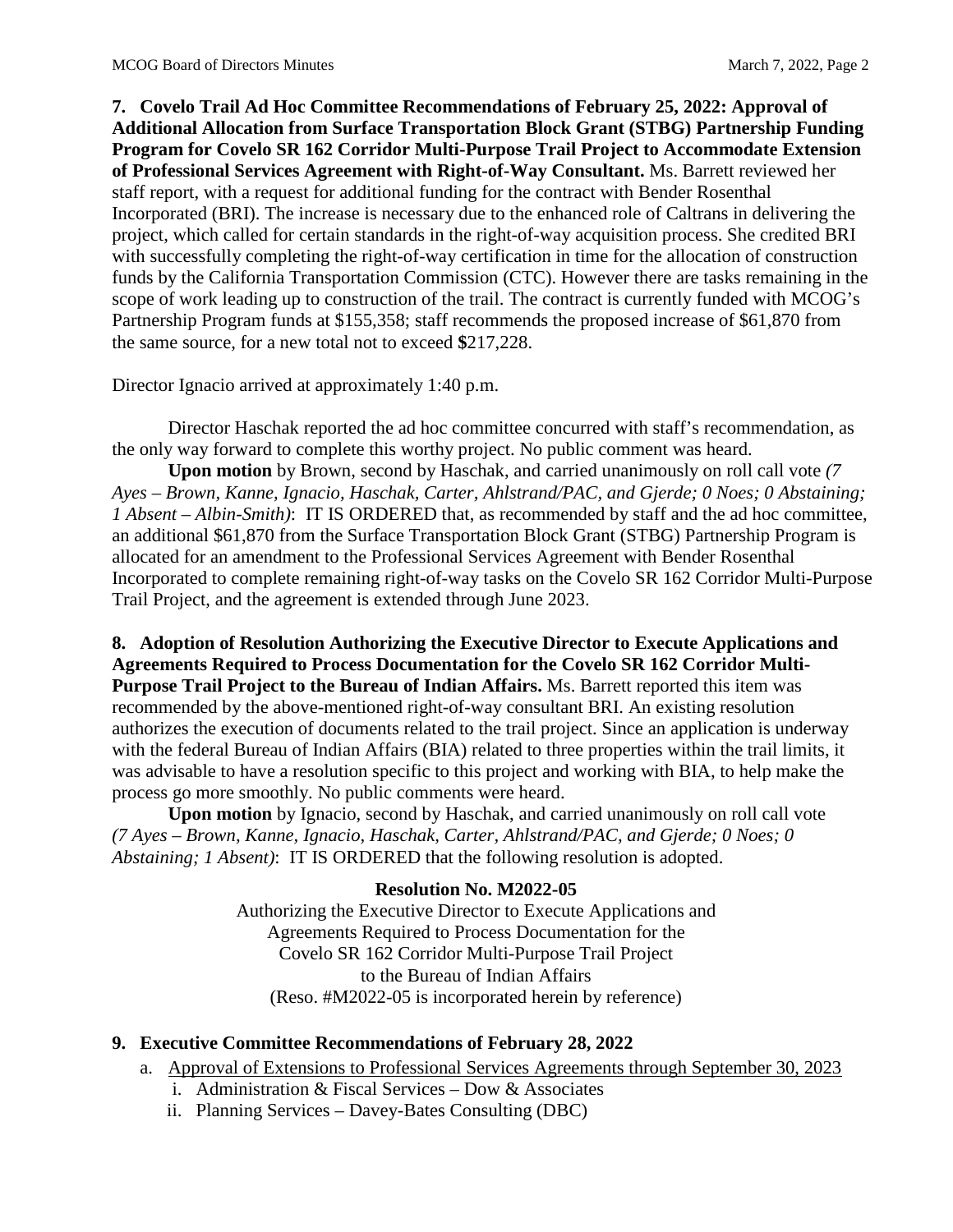**7. Covelo Trail Ad Hoc Committee Recommendations of February 25, 2022: Approval of Additional Allocation from Surface Transportation Block Grant (STBG) Partnership Funding Program for Covelo SR 162 Corridor Multi-Purpose Trail Project to Accommodate Extension of Professional Services Agreement with Right-of-Way Consultant.** Ms. Barrett reviewed her staff report, with a request for additional funding for the contract with Bender Rosenthal Incorporated (BRI). The increase is necessary due to the enhanced role of Caltrans in delivering the project, which called for certain standards in the right-of-way acquisition process. She credited BRI with successfully completing the right-of-way certification in time for the allocation of construction funds by the California Transportation Commission (CTC). However there are tasks remaining in the scope of work leading up to construction of the trail. The contract is currently funded with MCOG's Partnership Program funds at $155,358; staff recommends the proposed increase of $61,870 from the same source, for a new total not to exceed **$**217,228.

Director Ignacio arrived at approximately 1:40 p.m.

Director Haschak reported the ad hoc committee concurred with staff's recommendation, as the only way forward to complete this worthy project. No public comment was heard.

**Upon motion** by Brown, second by Haschak, and carried unanimously on roll call vote *(7 Ayes – Brown, Kanne, Ignacio, Haschak, Carter, Ahlstrand/PAC, and Gjerde; 0 Noes; 0 Abstaining; 1 Absent – Albin-Smith)*: IT IS ORDERED that, as recommended by staff and the ad hoc committee, an additional $61,870 from the Surface Transportation Block Grant (STBG) Partnership Program is allocated for an amendment to the Professional Services Agreement with Bender Rosenthal Incorporated to complete remaining right-of-way tasks on the Covelo SR 162 Corridor Multi-Purpose Trail Project, and the agreement is extended through June 2023.

**8. Adoption of Resolution Authorizing the Executive Director to Execute Applications and Agreements Required to Process Documentation for the Covelo SR 162 Corridor Multi-Purpose Trail Project to the Bureau of Indian Affairs.** Ms. Barrett reported this item was recommended by the above-mentioned right-of-way consultant BRI. An existing resolution authorizes the execution of documents related to the trail project. Since an application is underway with the federal Bureau of Indian Affairs (BIA) related to three properties within the trail limits, it was advisable to have a resolution specific to this project and working with BIA, to help make the process go more smoothly. No public comments were heard.

**Upon motion** by Ignacio, second by Haschak, and carried unanimously on roll call vote *(7 Ayes – Brown, Kanne, Ignacio, Haschak, Carter, Ahlstrand/PAC, and Gjerde; 0 Noes; 0 Abstaining; 1 Absent)*: IT IS ORDERED that the following resolution is adopted.

**Resolution No. M2022-05**

Authorizing the Executive Director to Execute Applications and
Agreements Required to Process Documentation for the
Covelo SR 162 Corridor Multi-Purpose Trail Project
to the Bureau of Indian Affairs
(Reso. #M2022-05 is incorporated herein by reference)

**9. Executive Committee Recommendations of February 28, 2022**

a. Approval of Extensions to Professional Services Agreements through September 30, 2023
   i. Administration & Fiscal Services – Dow & Associates
   ii. Planning Services – Davey-Bates Consulting (DBC)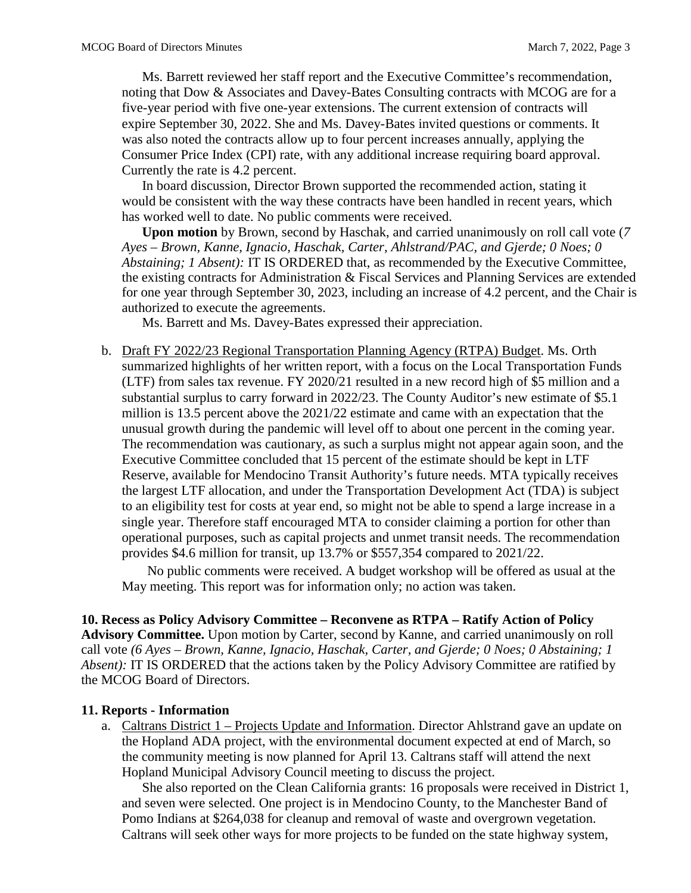Ms. Barrett reviewed her staff report and the Executive Committee's recommendation, noting that Dow & Associates and Davey-Bates Consulting contracts with MCOG are for a five-year period with five one-year extensions. The current extension of contracts will expire September 30, 2022. She and Ms. Davey-Bates invited questions or comments. It was also noted the contracts allow up to four percent increases annually, applying the Consumer Price Index (CPI) rate, with any additional increase requiring board approval. Currently the rate is 4.2 percent.

In board discussion, Director Brown supported the recommended action, stating it would be consistent with the way these contracts have been handled in recent years, which has worked well to date. No public comments were received.

**Upon motion** by Brown, second by Haschak, and carried unanimously on roll call vote (*7 Ayes – Brown, Kanne, Ignacio, Haschak, Carter, Ahlstrand/PAC, and Gjerde; 0 Noes; 0 Abstaining; 1 Absent):* IT IS ORDERED that, as recommended by the Executive Committee, the existing contracts for Administration & Fiscal Services and Planning Services are extended for one year through September 30, 2023, including an increase of 4.2 percent, and the Chair is authorized to execute the agreements.

Ms. Barrett and Ms. Davey-Bates expressed their appreciation.

b. Draft FY 2022/23 Regional Transportation Planning Agency (RTPA) Budget. Ms. Orth summarized highlights of her written report, with a focus on the Local Transportation Funds (LTF) from sales tax revenue. FY 2020/21 resulted in a new record high of $5 million and a substantial surplus to carry forward in 2022/23. The County Auditor's new estimate of $5.1 million is 13.5 percent above the 2021/22 estimate and came with an expectation that the unusual growth during the pandemic will level off to about one percent in the coming year. The recommendation was cautionary, as such a surplus might not appear again soon, and the Executive Committee concluded that 15 percent of the estimate should be kept in LTF Reserve, available for Mendocino Transit Authority's future needs. MTA typically receives the largest LTF allocation, and under the Transportation Development Act (TDA) is subject to an eligibility test for costs at year end, so might not be able to spend a large increase in a single year. Therefore staff encouraged MTA to consider claiming a portion for other than operational purposes, such as capital projects and unmet transit needs. The recommendation provides $4.6 million for transit, up 13.7% or $557,354 compared to 2021/22.

No public comments were received. A budget workshop will be offered as usual at the May meeting. This report was for information only; no action was taken.

**10. Recess as Policy Advisory Committee – Reconvene as RTPA – Ratify Action of Policy Advisory Committee.** Upon motion by Carter, second by Kanne, and carried unanimously on roll call vote *(6 Ayes – Brown, Kanne, Ignacio, Haschak, Carter, and Gjerde; 0 Noes; 0 Abstaining; 1 Absent):* IT IS ORDERED that the actions taken by the Policy Advisory Committee are ratified by the MCOG Board of Directors.

**11. Reports - Information**

a. Caltrans District 1 – Projects Update and Information. Director Ahlstrand gave an update on the Hopland ADA project, with the environmental document expected at end of March, so the community meeting is now planned for April 13. Caltrans staff will attend the next Hopland Municipal Advisory Council meeting to discuss the project.

She also reported on the Clean California grants: 16 proposals were received in District 1, and seven were selected. One project is in Mendocino County, to the Manchester Band of Pomo Indians at $264,038 for cleanup and removal of waste and overgrown vegetation. Caltrans will seek other ways for more projects to be funded on the state highway system,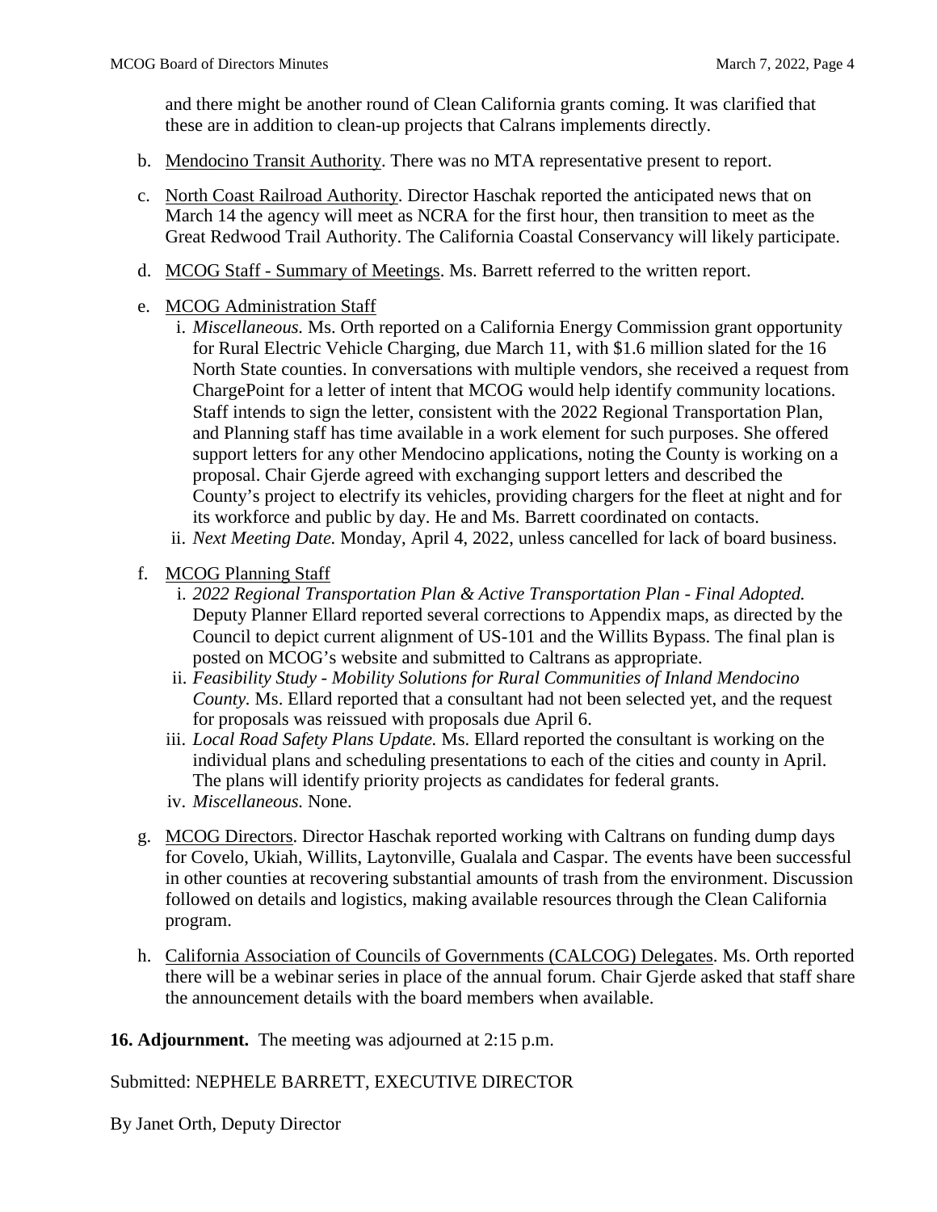and there might be another round of Clean California grants coming. It was clarified that these are in addition to clean-up projects that Calrans implements directly.

b. Mendocino Transit Authority. There was no MTA representative present to report.

c. North Coast Railroad Authority. Director Haschak reported the anticipated news that on March 14 the agency will meet as NCRA for the first hour, then transition to meet as the Great Redwood Trail Authority. The California Coastal Conservancy will likely participate.

d. MCOG Staff - Summary of Meetings. Ms. Barrett referred to the written report.

e. MCOG Administration Staff
   i. *Miscellaneous.* Ms. Orth reported on a California Energy Commission grant opportunity for Rural Electric Vehicle Charging, due March 11, with \$1.6 million slated for the 16 North State counties. In conversations with multiple vendors, she received a request from ChargePoint for a letter of intent that MCOG would help identify community locations. Staff intends to sign the letter, consistent with the 2022 Regional Transportation Plan, and Planning staff has time available in a work element for such purposes. She offered support letters for any other Mendocino applications, noting the County is working on a proposal. Chair Gjerde agreed with exchanging support letters and described the County's project to electrify its vehicles, providing chargers for the fleet at night and for its workforce and public by day. He and Ms. Barrett coordinated on contacts.
   ii. *Next Meeting Date.* Monday, April 4, 2022, unless cancelled for lack of board business.

f. MCOG Planning Staff
   i. *2022 Regional Transportation Plan & Active Transportation Plan - Final Adopted.* Deputy Planner Ellard reported several corrections to Appendix maps, as directed by the Council to depict current alignment of US-101 and the Willits Bypass. The final plan is posted on MCOG's website and submitted to Caltrans as appropriate.
   ii. *Feasibility Study - Mobility Solutions for Rural Communities of Inland Mendocino County.* Ms. Ellard reported that a consultant had not been selected yet, and the request for proposals was reissued with proposals due April 6.
   iii. *Local Road Safety Plans Update.* Ms. Ellard reported the consultant is working on the individual plans and scheduling presentations to each of the cities and county in April. The plans will identify priority projects as candidates for federal grants.
   iv. *Miscellaneous.* None.

g. MCOG Directors. Director Haschak reported working with Caltrans on funding dump days for Covelo, Ukiah, Willits, Laytonville, Gualala and Caspar. The events have been successful in other counties at recovering substantial amounts of trash from the environment. Discussion followed on details and logistics, making available resources through the Clean California program.

h. California Association of Councils of Governments (CALCOG) Delegates. Ms. Orth reported there will be a webinar series in place of the annual forum. Chair Gjerde asked that staff share the announcement details with the board members when available.

**16. Adjournment.** The meeting was adjourned at 2:15 p.m.

Submitted: NEPHELE BARRETT, EXECUTIVE DIRECTOR

By Janet Orth, Deputy Director